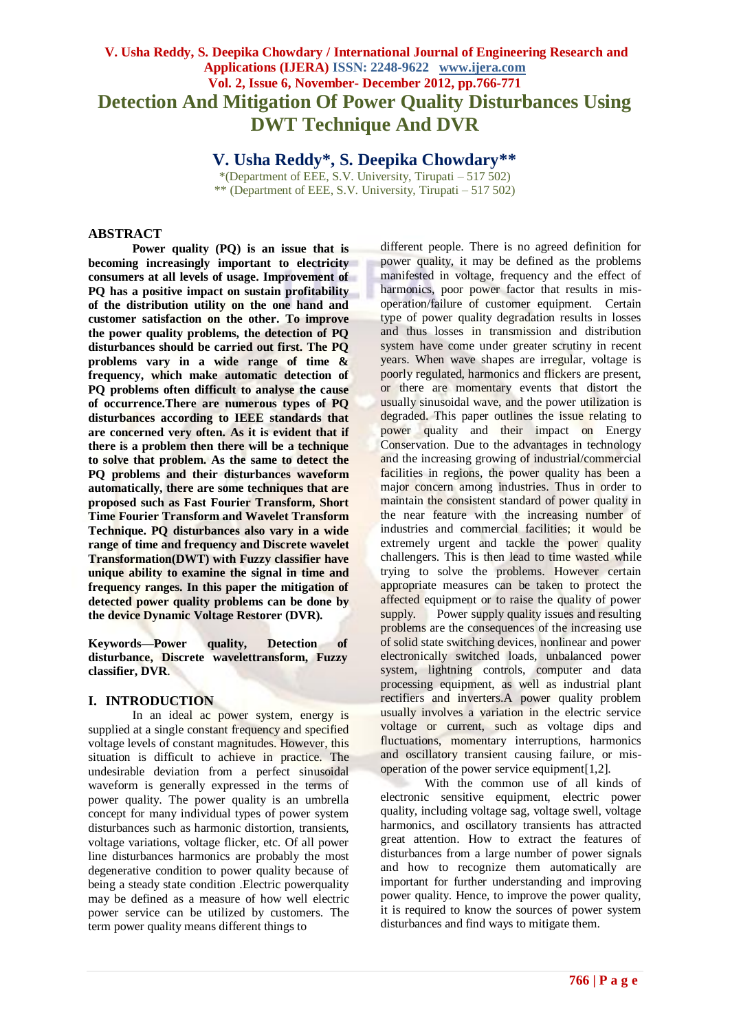# Detection And Mitigation Of Power Quality Disturbances Using DWT Technique And DVR

## V. Usha Reddy*, S. Deepika Chowdary**

*(Department of EEE, S.V. University, Tirupati – 517 502)
** (Department of EEE, S.V. University, Tirupati – 517 502)

## ABSTRACT

**Power quality (PQ) is an issue that is becoming increasingly important to electricity consumers at all levels of usage. Improvement of PQ has a positive impact on sustain profitability of the distribution utility on the one hand and customer satisfaction on the other. To improve the power quality problems, the detection of PQ disturbances should be carried out first. The PQ problems vary in a wide range of time & frequency, which make automatic detection of PQ problems often difficult to analyse the cause of occurrence.There are numerous types of PQ disturbances according to IEEE standards that are concerned very often. As it is evident that if there is a problem then there will be a technique to solve that problem. As the same to detect the PQ problems and their disturbances waveform automatically, there are some techniques that are proposed such as Fast Fourier Transform, Short Time Fourier Transform and Wavelet Transform Technique. PQ disturbances also vary in a wide range of time and frequency and Discrete wavelet Transformation(DWT) with Fuzzy classifier have unique ability to examine the signal in time and frequency ranges. In this paper the mitigation of detected power quality problems can be done by the device Dynamic Voltage Restorer (DVR).**

**Keywords—Power quality, Detection of disturbance, Discrete wavelettransform, Fuzzy classifier, DVR**.

## I. INTRODUCTION

In an ideal ac power system, energy is supplied at a single constant frequency and specified voltage levels of constant magnitudes. However, this situation is difficult to achieve in practice. The undesirable deviation from a perfect sinusoidal waveform is generally expressed in the terms of power quality. The power quality is an umbrella concept for many individual types of power system disturbances such as harmonic distortion, transients, voltage variations, voltage flicker, etc. Of all power line disturbances harmonics are probably the most degenerative condition to power quality because of being a steady state condition .Electric powerquality may be defined as a measure of how well electric power service can be utilized by customers. The term power quality means different things to different people. There is no agreed definition for power quality, it may be defined as the problems manifested in voltage, frequency and the effect of harmonics, poor power factor that results in mis-operation/failure of customer equipment. Certain type of power quality degradation results in losses and thus losses in transmission and distribution system have come under greater scrutiny in recent years. When wave shapes are irregular, voltage is poorly regulated, harmonics and flickers are present, or there are momentary events that distort the usually sinusoidal wave, and the power utilization is degraded. This paper outlines the issue relating to power quality and their impact on Energy Conservation. Due to the advantages in technology and the increasing growing of industrial/commercial facilities in regions, the power quality has been a major concern among industries. Thus in order to maintain the consistent standard of power quality in the near feature with the increasing number of industries and commercial facilities; it would be extremely urgent and tackle the power quality challengers. This is then lead to time wasted while trying to solve the problems. However certain appropriate measures can be taken to protect the affected equipment or to raise the quality of power supply. Power supply quality issues and resulting problems are the consequences of the increasing use of solid state switching devices, nonlinear and power electronically switched loads, unbalanced power system, lightning controls, computer and data processing equipment, as well as industrial plant rectifiers and inverters.A power quality problem usually involves a variation in the electric service voltage or current, such as voltage dips and fluctuations, momentary interruptions, harmonics and oscillatory transient causing failure, or mis-operation of the power service equipment[1,2].

With the common use of all kinds of electronic sensitive equipment, electric power quality, including voltage sag, voltage swell, voltage harmonics, and oscillatory transients has attracted great attention. How to extract the features of disturbances from a large number of power signals and how to recognize them automatically are important for further understanding and improving power quality. Hence, to improve the power quality, it is required to know the sources of power system disturbances and find ways to mitigate them.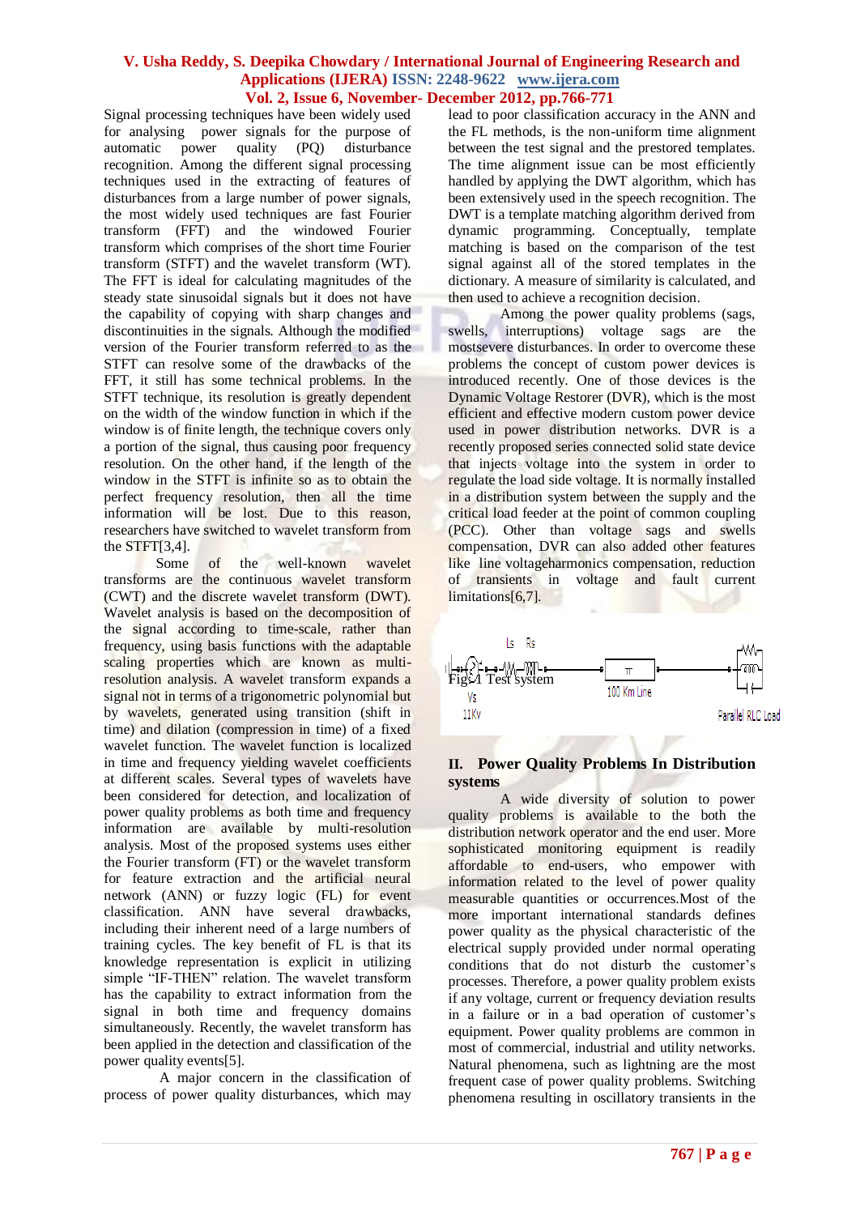Signal processing techniques have been widely used for analysing power signals for the purpose of automatic power quality (PQ) disturbance recognition. Among the different signal processing techniques used in the extracting of features of disturbances from a large number of power signals, the most widely used techniques are fast Fourier transform (FFT) and the windowed Fourier transform which comprises of the short time Fourier transform (STFT) and the wavelet transform (WT). The FFT is ideal for calculating magnitudes of the steady state sinusoidal signals but it does not have the capability of copying with sharp changes and discontinuities in the signals. Although the modified version of the Fourier transform referred to as the STFT can resolve some of the drawbacks of the FFT, it still has some technical problems. In the STFT technique, its resolution is greatly dependent on the width of the window function in which if the window is of finite length, the technique covers only a portion of the signal, thus causing poor frequency resolution. On the other hand, if the length of the window in the STFT is infinite so as to obtain the perfect frequency resolution, then all the time information will be lost. Due to this reason, researchers have switched to wavelet transform from the STFT[3,4].

Some of the well-known wavelet transforms are the continuous wavelet transform (CWT) and the discrete wavelet transform (DWT). Wavelet analysis is based on the decomposition of the signal according to time-scale, rather than frequency, using basis functions with the adaptable scaling properties which are known as multi-resolution analysis. A wavelet transform expands a signal not in terms of a trigonometric polynomial but by wavelets, generated using transition (shift in time) and dilation (compression in time) of a fixed wavelet function. The wavelet function is localized in time and frequency yielding wavelet coefficients at different scales. Several types of wavelets have been considered for detection, and localization of power quality problems as both time and frequency information are available by multi-resolution analysis. Most of the proposed systems uses either the Fourier transform (FT) or the wavelet transform for feature extraction and the artificial neural network (ANN) or fuzzy logic (FL) for event classification. ANN have several drawbacks, including their inherent need of a large numbers of training cycles. The key benefit of FL is that its knowledge representation is explicit in utilizing simple "IF-THEN" relation. The wavelet transform has the capability to extract information from the signal in both time and frequency domains simultaneously. Recently, the wavelet transform has been applied in the detection and classification of the power quality events[5].

A major concern in the classification of process of power quality disturbances, which may lead to poor classification accuracy in the ANN and the FL methods, is the non-uniform time alignment between the test signal and the prestored templates. The time alignment issue can be most efficiently handled by applying the DWT algorithm, which has been extensively used in the speech recognition. The DWT is a template matching algorithm derived from dynamic programming. Conceptually, template matching is based on the comparison of the test signal against all of the stored templates in the dictionary. A measure of similarity is calculated, and then used to achieve a recognition decision.

Among the power quality problems (sags, swells, interruptions) voltage sags are the mostsevere disturbances. In order to overcome these problems the concept of custom power devices is introduced recently. One of those devices is the Dynamic Voltage Restorer (DVR), which is the most efficient and effective modern custom power device used in power distribution networks. DVR is a recently proposed series connected solid state device that injects voltage into the system in order to regulate the load side voltage. It is normally installed in a distribution system between the supply and the critical load feeder at the point of common coupling (PCC). Other than voltage sags and swells compensation, DVR can also added other features like line voltageharmonics compensation, reduction of transients in voltage and fault current limitations[6,7].

Fig. 1 Test system

## II. Power Quality Problems In Distribution systems

A wide diversity of solution to power quality problems is available to the both the distribution network operator and the end user. More sophisticated monitoring equipment is readily affordable to end-users, who empower with information related to the level of power quality measurable quantities or occurrences.Most of the more important international standards defines power quality as the physical characteristic of the electrical supply provided under normal operating conditions that do not disturb the customer's processes. Therefore, a power quality problem exists if any voltage, current or frequency deviation results in a failure or in a bad operation of customer's equipment. Power quality problems are common in most of commercial, industrial and utility networks. Natural phenomena, such as lightning are the most frequent case of power quality problems. Switching phenomena resulting in oscillatory transients in the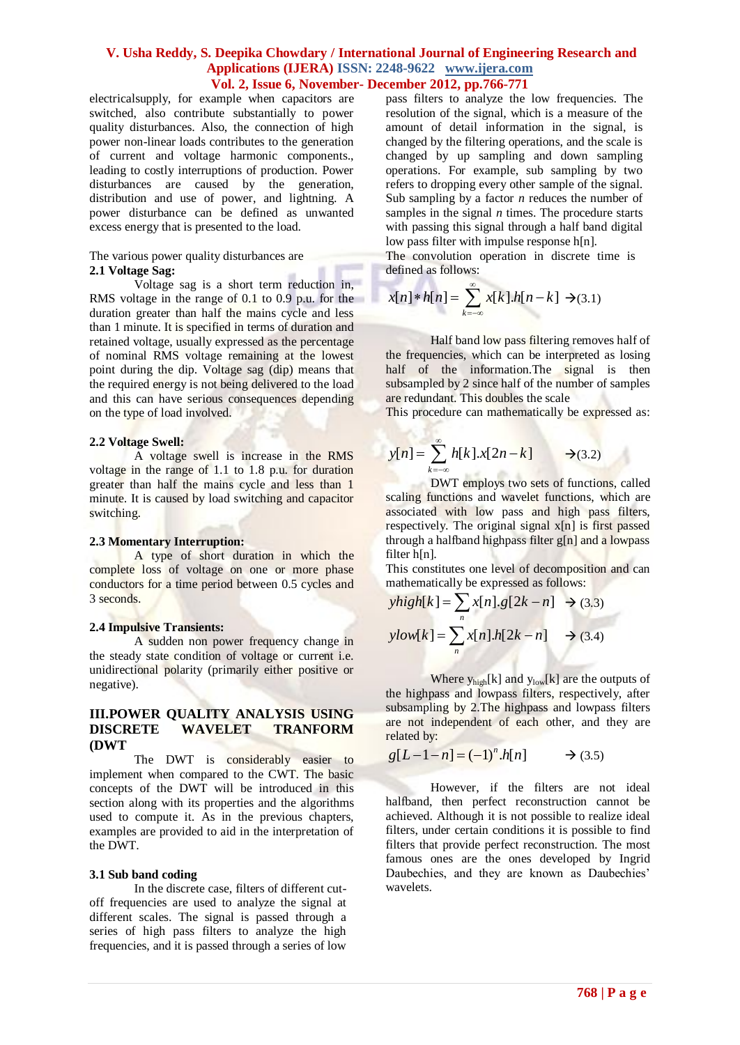electricalsupply, for example when capacitors are switched, also contribute substantially to power quality disturbances. Also, the connection of high power non-linear loads contributes to the generation of current and voltage harmonic components., leading to costly interruptions of production. Power disturbances are caused by the generation, distribution and use of power, and lightning. A power disturbance can be defined as unwanted excess energy that is presented to the load.

The various power quality disturbances are

### 2.1 Voltage Sag:

Voltage sag is a short term reduction in, RMS voltage in the range of 0.1 to 0.9 p.u. for the duration greater than half the mains cycle and less than 1 minute. It is specified in terms of duration and retained voltage, usually expressed as the percentage of nominal RMS voltage remaining at the lowest point during the dip. Voltage sag (dip) means that the required energy is not being delivered to the load and this can have serious consequences depending on the type of load involved.

### 2.2 Voltage Swell:

A voltage swell is increase in the RMS voltage in the range of 1.1 to 1.8 p.u. for duration greater than half the mains cycle and less than 1 minute. It is caused by load switching and capacitor switching.

### 2.3 Momentary Interruption:

A type of short duration in which the complete loss of voltage on one or more phase conductors for a time period between 0.5 cycles and 3 seconds.

### 2.4 Impulsive Transients:

A sudden non power frequency change in the steady state condition of voltage or current i.e. unidirectional polarity (primarily either positive or negative).

## III.POWER QUALITY ANALYSIS USING DISCRETE WAVELET TRANFORM (DWT

The DWT is considerably easier to implement when compared to the CWT. The basic concepts of the DWT will be introduced in this section along with its properties and the algorithms used to compute it. As in the previous chapters, examples are provided to aid in the interpretation of the DWT.

### 3.1 Sub band coding

In the discrete case, filters of different cut-off frequencies are used to analyze the signal at different scales. The signal is passed through a series of high pass filters to analyze the high frequencies, and it is passed through a series of low pass filters to analyze the low frequencies. The resolution of the signal, which is a measure of the amount of detail information in the signal, is changed by the filtering operations, and the scale is changed by up sampling and down sampling operations. For example, sub sampling by two refers to dropping every other sample of the signal. Sub sampling by a factor *n* reduces the number of samples in the signal *n* times. The procedure starts with passing this signal through a half band digital low pass filter with impulse response h[n].

The convolution operation in discrete time is defined as follows:

$$x[n]*h[n]=\sum_{k=-\infty}^{\infty}x[k].h[n-k] \rightarrow (3.1)$$

Half band low pass filtering removes half of the frequencies, which can be interpreted as losing half of the information.The signal is then subsampled by 2 since half of the number of samples are redundant. This doubles the scale

This procedure can mathematically be expressed as:

$$y[n]=\sum_{k=-\infty}^{\infty}h[k].x[2n-k] \qquad \rightarrow (3.2)$$

DWT employs two sets of functions, called scaling functions and wavelet functions, which are associated with low pass and high pass filters, respectively. The original signal x[n] is first passed through a halfband highpass filter g[n] and a lowpass filter h[n].

This constitutes one level of decomposition and can mathematically be expressed as follows:

$$yhigh[k]=\sum_{n}x[n].g[2k-n] \quad \rightarrow (3.3)$$

$$ylow[k]=\sum_{n}x[n].h[2k-n] \quad \rightarrow (3.4)$$

Where $y_{high}[k]$ and $y_{low}[k]$ are the outputs of the highpass and lowpass filters, respectively, after subsampling by 2.The highpass and lowpass filters are not independent of each other, and they are related by:

$$g[L-1-n]=(-1)^{n}.h[n] \qquad \rightarrow (3.5)$$

However, if the filters are not ideal halfband, then perfect reconstruction cannot be achieved. Although it is not possible to realize ideal filters, under certain conditions it is possible to find filters that provide perfect reconstruction. The most famous ones are the ones developed by Ingrid Daubechies, and they are known as Daubechies' wavelets.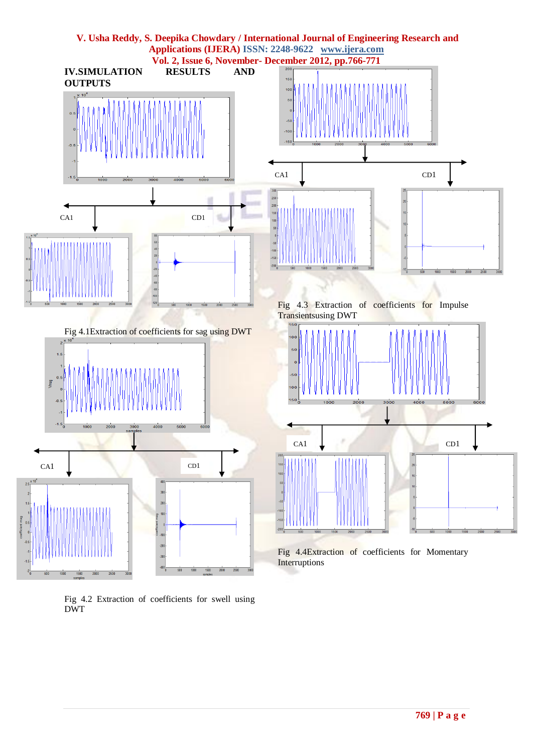## IV.SIMULATION RESULTS AND OUTPUTS

CA1 CD1

Fig 4.1Extraction of coefficients for sag using DWT

CA1 CD1

Fig 4.2 Extraction of coefficients for swell using DWT

CA1 CD1

Fig 4.3 Extraction of coefficients for Impulse Transientsusing DWT

CA1 CD1

Fig 4.4Extraction of coefficients for Momentary Interruptions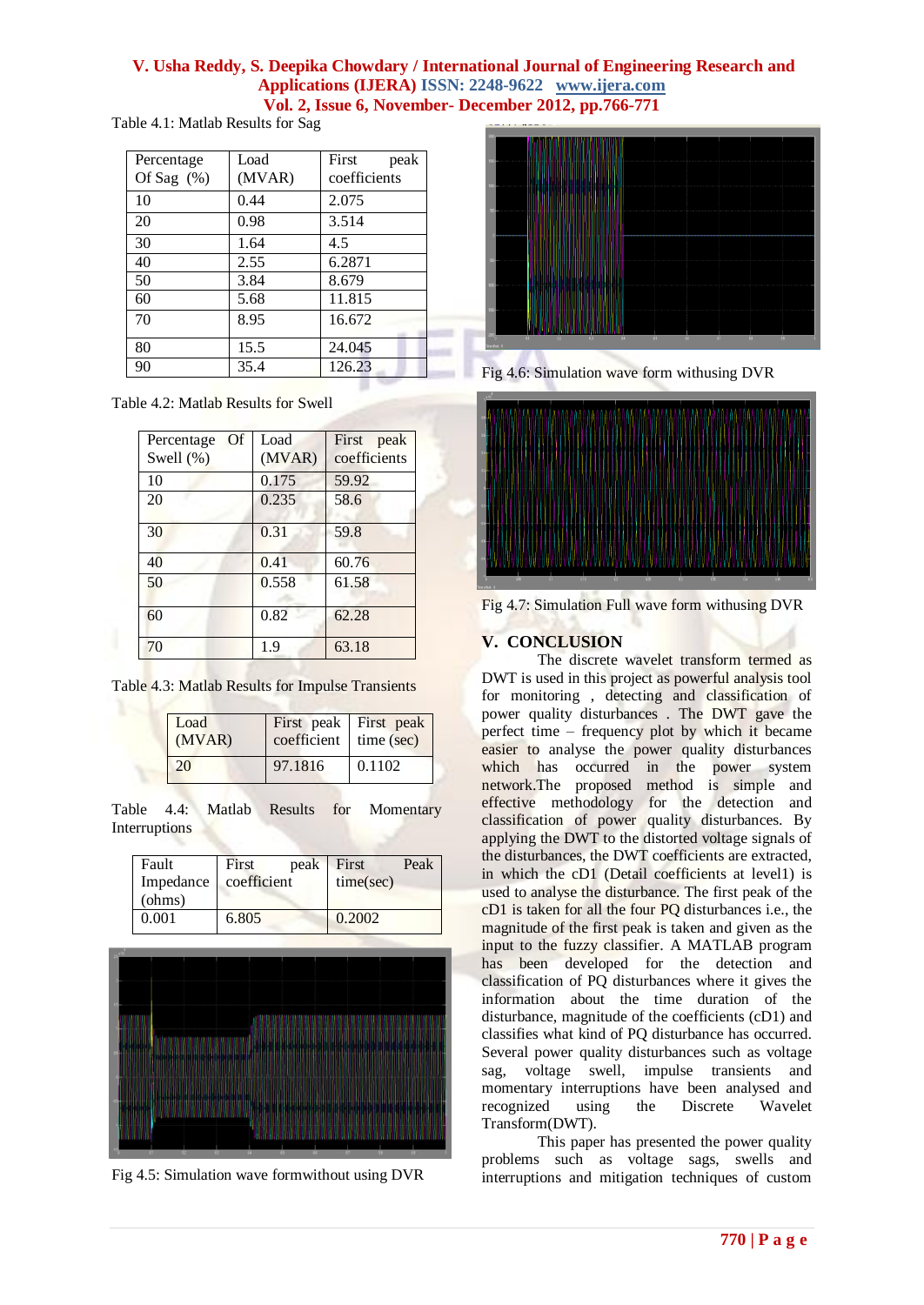Table 4.1: Matlab Results for Sag

| Percentage Of Sag (%) | Load (MVAR) | First peak coefficients |
|---|---|---|
| 10 | 0.44 | 2.075 |
| 20 | 0.98 | 3.514 |
| 30 | 1.64 | 4.5 |
| 40 | 2.55 | 6.2871 |
| 50 | 3.84 | 8.679 |
| 60 | 5.68 | 11.815 |
| 70 | 8.95 | 16.672 |
| 80 | 15.5 | 24.045 |
| 90 | 35.4 | 126.23 |

Table 4.2: Matlab Results for Swell

| Percentage Of Swell (%) | Load (MVAR) | First peak coefficients |
|---|---|---|
| 10 | 0.175 | 59.92 |
| 20 | 0.235 | 58.6 |
| 30 | 0.31 | 59.8 |
| 40 | 0.41 | 60.76 |
| 50 | 0.558 | 61.58 |
| 60 | 0.82 | 62.28 |
| 70 | 1.9 | 63.18 |

Table 4.3: Matlab Results for Impulse Transients

| Load (MVAR) | First peak coefficient | First peak time (sec) |
|---|---|---|
| 20 | 97.1816 | 0.1102 |

Table 4.4: Matlab Results for Momentary Interruptions

| Fault Impedance (ohms) | First peak coefficient | First Peak time(sec) |
|---|---|---|
| 0.001 | 6.805 | 0.2002 |

Fig 4.5: Simulation wave formwithout using DVR

Fig 4.6: Simulation wave form withusing DVR

Fig 4.7: Simulation Full wave form withusing DVR

## V. CONCLUSION

The discrete wavelet transform termed as DWT is used in this project as powerful analysis tool for monitoring , detecting and classification of power quality disturbances . The DWT gave the perfect time – frequency plot by which it became easier to analyse the power quality disturbances which has occurred in the power system network.The proposed method is simple and effective methodology for the detection and classification of power quality disturbances. By applying the DWT to the distorted voltage signals of the disturbances, the DWT coefficients are extracted, in which the cD1 (Detail coefficients at level1) is used to analyse the disturbance. The first peak of the cD1 is taken for all the four PQ disturbances i.e., the magnitude of the first peak is taken and given as the input to the fuzzy classifier. A MATLAB program has been developed for the detection and classification of PQ disturbances where it gives the information about the time duration of the disturbance, magnitude of the coefficients (cD1) and classifies what kind of PQ disturbance has occurred. Several power quality disturbances such as voltage sag, voltage swell, impulse transients and momentary interruptions have been analysed and recognized using the Discrete Wavelet Transform(DWT).

This paper has presented the power quality problems such as voltage sags, swells and interruptions and mitigation techniques of custom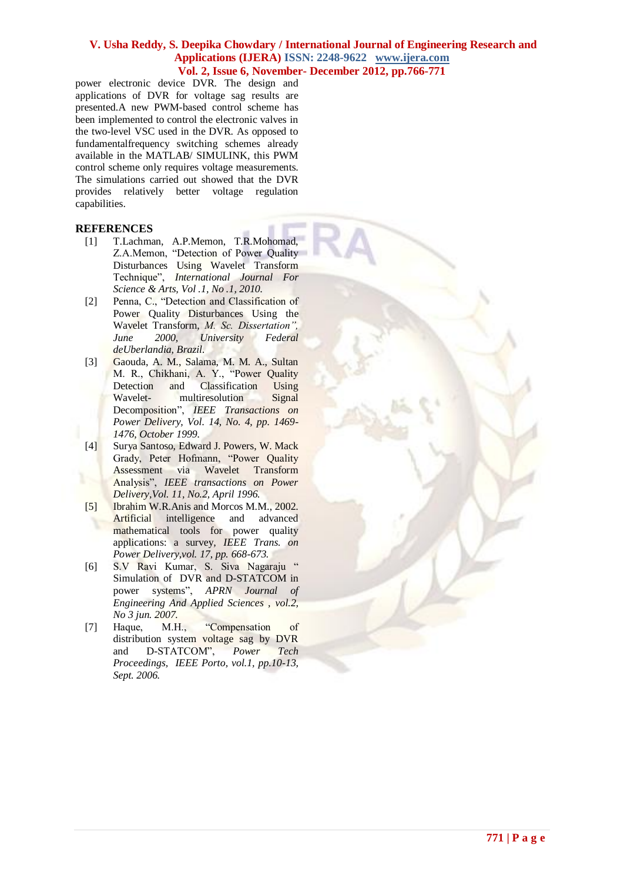power electronic device DVR. The design and applications of DVR for voltage sag results are presented.A new PWM-based control scheme has been implemented to control the electronic valves in the two-level VSC used in the DVR. As opposed to fundamentalfrequency switching schemes already available in the MATLAB/ SIMULINK, this PWM control scheme only requires voltage measurements. The simulations carried out showed that the DVR provides relatively better voltage regulation capabilities.

## REFERENCES

[1] T.Lachman, A.P.Memon, T.R.Mohomad, Z.A.Memon, "Detection of Power Quality Disturbances Using Wavelet Transform Technique", *International Journal For Science & Arts, Vol .1, No .1, 2010.*

[2] Penna, C., "Detection and Classification of Power Quality Disturbances Using the Wavelet Transform, *M. Sc. Dissertation", June 2000, University Federal deUberlandia, Brazil.*

[3] Gaouda, A. M., Salama, M. M. A., Sultan M. R., Chikhani, A. Y., "Power Quality Detection and Classification Using Wavelet- multiresolution Signal Decomposition", *IEEE Transactions on Power Delivery, Vol. 14, No. 4, pp. 1469-1476, October 1999.*

[4] Surya Santoso, Edward J. Powers, W. Mack Grady, Peter Hofmann, "Power Quality Assessment via Wavelet Transform Analysis", *IEEE transactions on Power Delivery,Vol. 11, No.2, April 1996.*

[5] Ibrahim W.R.Anis and Morcos M.M., 2002. Artificial intelligence and advanced mathematical tools for power quality applications: a survey, *IEEE Trans. on Power Delivery,vol. 17, pp. 668-673.*

[6] S.V Ravi Kumar, S. Siva Nagaraju " Simulation of DVR and D-STATCOM in power systems", *APRN Journal of Engineering And Applied Sciences , vol.2, No 3 jun. 2007.*

[7] Haque, M.H., "Compensation of distribution system voltage sag by DVR and D-STATCOM", *Power Tech Proceedings, IEEE Porto, vol.1, pp.10-13, Sept. 2006.*